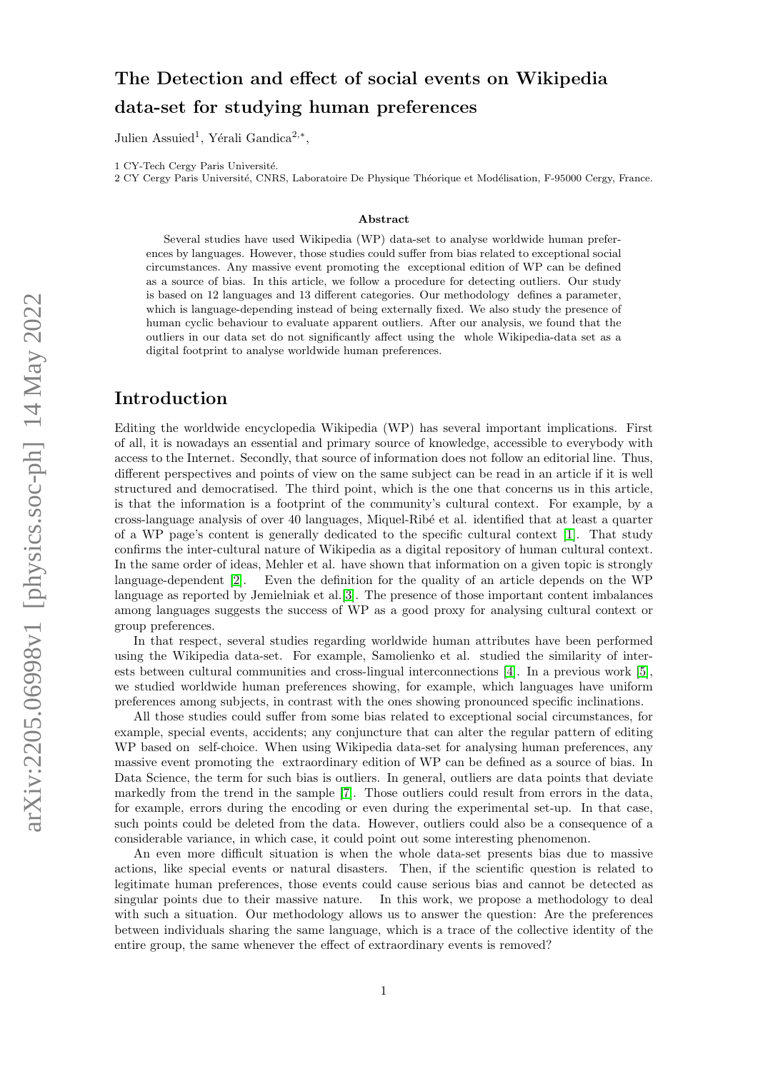# The Detection and effect of social events on Wikipedia data-set for studying human preferences

Julien Assuied[1], Yérali Gandica[2,*],

1 CY-Tech Cergy Paris Université.

2 CY Cergy Paris Université, CNRS, Laboratoire De Physique Théorique et Modélisation, F-95000 Cergy, France.

### Abstract

Several studies have used Wikipedia (WP) data-set to analyse worldwide human preferences by languages. However, those studies could suffer from bias related to exceptional social circumstances. Any massive event promoting the exceptional edition of WP can be defined as a source of bias. In this article, we follow a procedure for detecting outliers. Our study is based on 12 languages and 13 different categories. Our methodology defines a parameter, which is language-depending instead of being externally fixed. We also study the presence of human cyclic behaviour to evaluate apparent outliers. After our analysis, we found that the outliers in our data set do not significantly affect using the whole Wikipedia-data set as a digital footprint to analyse worldwide human preferences.

## Introduction

Editing the worldwide encyclopedia Wikipedia (WP) has several important implications. First of all, it is nowadays an essential and primary source of knowledge, accessible to everybody with access to the Internet. Secondly, that source of information does not follow an editorial line. Thus, different perspectives and points of view on the same subject can be read in an article if it is well structured and democratised. The third point, which is the one that concerns us in this article, is that the information is a footprint of the community's cultural context. For example, by a cross-language analysis of over 40 languages, Miquel-Ribé et al. identified that at least a quarter of a WP page's content is generally dedicated to the specific cultural context [1]. That study confirms the inter-cultural nature of Wikipedia as a digital repository of human cultural context. In the same order of ideas, Mehler et al. have shown that information on a given topic is strongly language-dependent [2]. Even the definition for the quality of an article depends on the WP language as reported by Jemielniak et al.[3]. The presence of those important content imbalances among languages suggests the success of WP as a good proxy for analysing cultural context or group preferences.

In that respect, several studies regarding worldwide human attributes have been performed using the Wikipedia data-set. For example, Samolienko et al. studied the similarity of interests between cultural communities and cross-lingual interconnections [4]. In a previous work [5], we studied worldwide human preferences showing, for example, which languages have uniform preferences among subjects, in contrast with the ones showing pronounced specific inclinations.

All those studies could suffer from some bias related to exceptional social circumstances, for example, special events, accidents; any conjuncture that can alter the regular pattern of editing WP based on self-choice. When using Wikipedia data-set for analysing human preferences, any massive event promoting the extraordinary edition of WP can be defined as a source of bias. In Data Science, the term for such bias is outliers. In general, outliers are data points that deviate markedly from the trend in the sample [7]. Those outliers could result from errors in the data, for example, errors during the encoding or even during the experimental set-up. In that case, such points could be deleted from the data. However, outliers could also be a consequence of a considerable variance, in which case, it could point out some interesting phenomenon.

An even more difficult situation is when the whole data-set presents bias due to massive actions, like special events or natural disasters. Then, if the scientific question is related to legitimate human preferences, those events could cause serious bias and cannot be detected as singular points due to their massive nature. In this work, we propose a methodology to deal with such a situation. Our methodology allows us to answer the question: Are the preferences between individuals sharing the same language, which is a trace of the collective identity of the entire group, the same whenever the effect of extraordinary events is removed?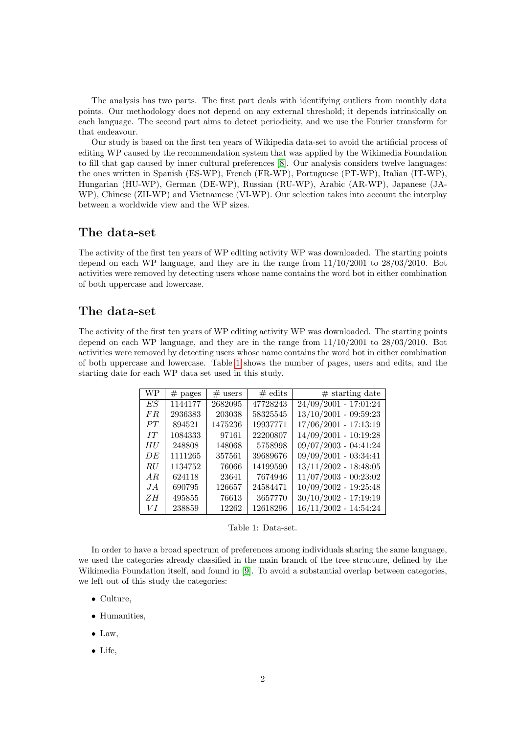The analysis has two parts. The first part deals with identifying outliers from monthly data points. Our methodology does not depend on any external threshold; it depends intrinsically on each language. The second part aims to detect periodicity, and we use the Fourier transform for that endeavour.

Our study is based on the first ten years of Wikipedia data-set to avoid the artificial process of editing WP caused by the recommendation system that was applied by the Wikimedia Foundation to fill that gap caused by inner cultural preferences [8]. Our analysis considers twelve languages: the ones written in Spanish (ES-WP), French (FR-WP), Portuguese (PT-WP), Italian (IT-WP), Hungarian (HU-WP), German (DE-WP), Russian (RU-WP), Arabic (AR-WP), Japanese (JA-WP), Chinese (ZH-WP) and Vietnamese (VI-WP). Our selection takes into account the interplay between a worldwide view and the WP sizes.

## The data-set

The activity of the first ten years of WP editing activity WP was downloaded. The starting points depend on each WP language, and they are in the range from 11/10/2001 to 28/03/2010. Bot activities were removed by detecting users whose name contains the word bot in either combination of both uppercase and lowercase.

## The data-set

The activity of the first ten years of WP editing activity WP was downloaded. The starting points depend on each WP language, and they are in the range from 11/10/2001 to 28/03/2010. Bot activities were removed by detecting users whose name contains the word bot in either combination of both uppercase and lowercase. Table 1 shows the number of pages, users and edits, and the starting date for each WP data set used in this study.

| WP | # pages | # users | # edits | # starting date |
|---|---|---|---|---|
| *ES* | 1144177 | 2682095 | 47728243 | 24/09/2001 - 17:01:24 |
| *FR* | 2936383 | 203038 | 58325545 | 13/10/2001 - 09:59:23 |
| *PT* | 894521 | 1475236 | 19937771 | 17/06/2001 - 17:13:19 |
| *IT* | 1084333 | 97161 | 22200807 | 14/09/2001 - 10:19:28 |
| *HU* | 248808 | 148068 | 5758998 | 09/07/2003 - 04:41:24 |
| *DE* | 1111265 | 357561 | 39689676 | 09/09/2001 - 03:34:41 |
| *RU* | 1134752 | 76066 | 14199590 | 13/11/2002 - 18:48:05 |
| *AR* | 624118 | 23641 | 7674946 | 11/07/2003 - 00:23:02 |
| *JA* | 690795 | 126657 | 24584471 | 10/09/2002 - 19:25:48 |
| *ZH* | 495855 | 76613 | 3657770 | 30/10/2002 - 17:19:19 |
| *VI* | 238859 | 12262 | 12618296 | 16/11/2002 - 14:54:24 |

Table 1: Data-set.

In order to have a broad spectrum of preferences among individuals sharing the same language, we used the categories already classified in the main branch of the tree structure, defined by the Wikimedia Foundation itself, and found in [9]. To avoid a substantial overlap between categories, we left out of this study the categories:

- Culture,
- Humanities,
- Law,
- Life,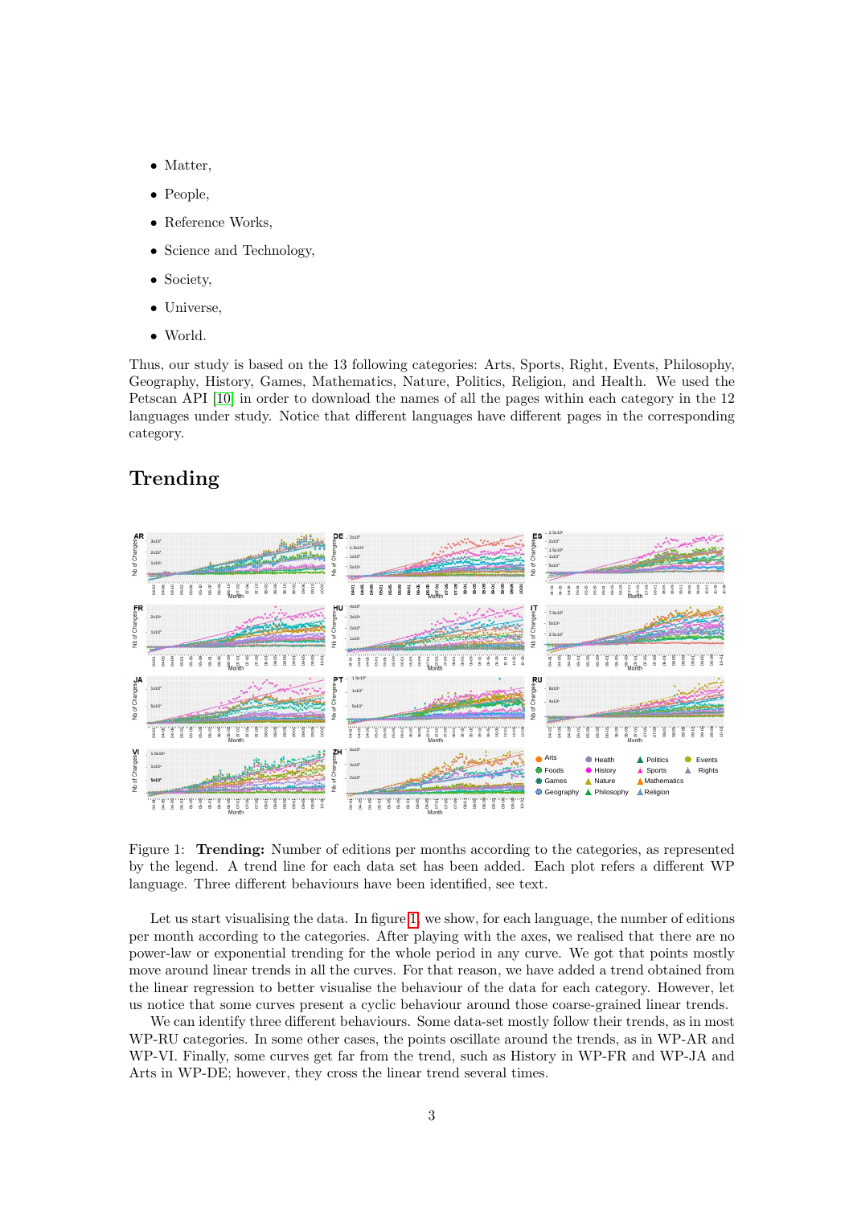- Matter,
- People,
- Reference Works,
- Science and Technology,
- Society,
- Universe,
- World.

Thus, our study is based on the 13 following categories: Arts, Sports, Right, Events, Philosophy, Geography, History, Games, Mathematics, Nature, Politics, Religion, and Health. We used the Petscan API [10] in order to download the names of all the pages within each category in the 12 languages under study. Notice that different languages have different pages in the corresponding category.

## Trending

Figure 1: **Trending:** Number of editions per months according to the categories, as represented by the legend. A trend line for each data set has been added. Each plot refers a different WP language. Three different behaviours have been identified, see text.

Let us start visualising the data. In figure 1, we show, for each language, the number of editions per month according to the categories. After playing with the axes, we realised that there are no power-law or exponential trending for the whole period in any curve. We got that points mostly move around linear trends in all the curves. For that reason, we have added a trend obtained from the linear regression to better visualise the behaviour of the data for each category. However, let us notice that some curves present a cyclic behaviour around those coarse-grained linear trends.

We can identify three different behaviours. Some data-set mostly follow their trends, as in most WP-RU categories. In some other cases, the points oscillate around the trends, as in WP-AR and WP-VI. Finally, some curves get far from the trend, such as History in WP-FR and WP-JA and Arts in WP-DE; however, they cross the linear trend several times.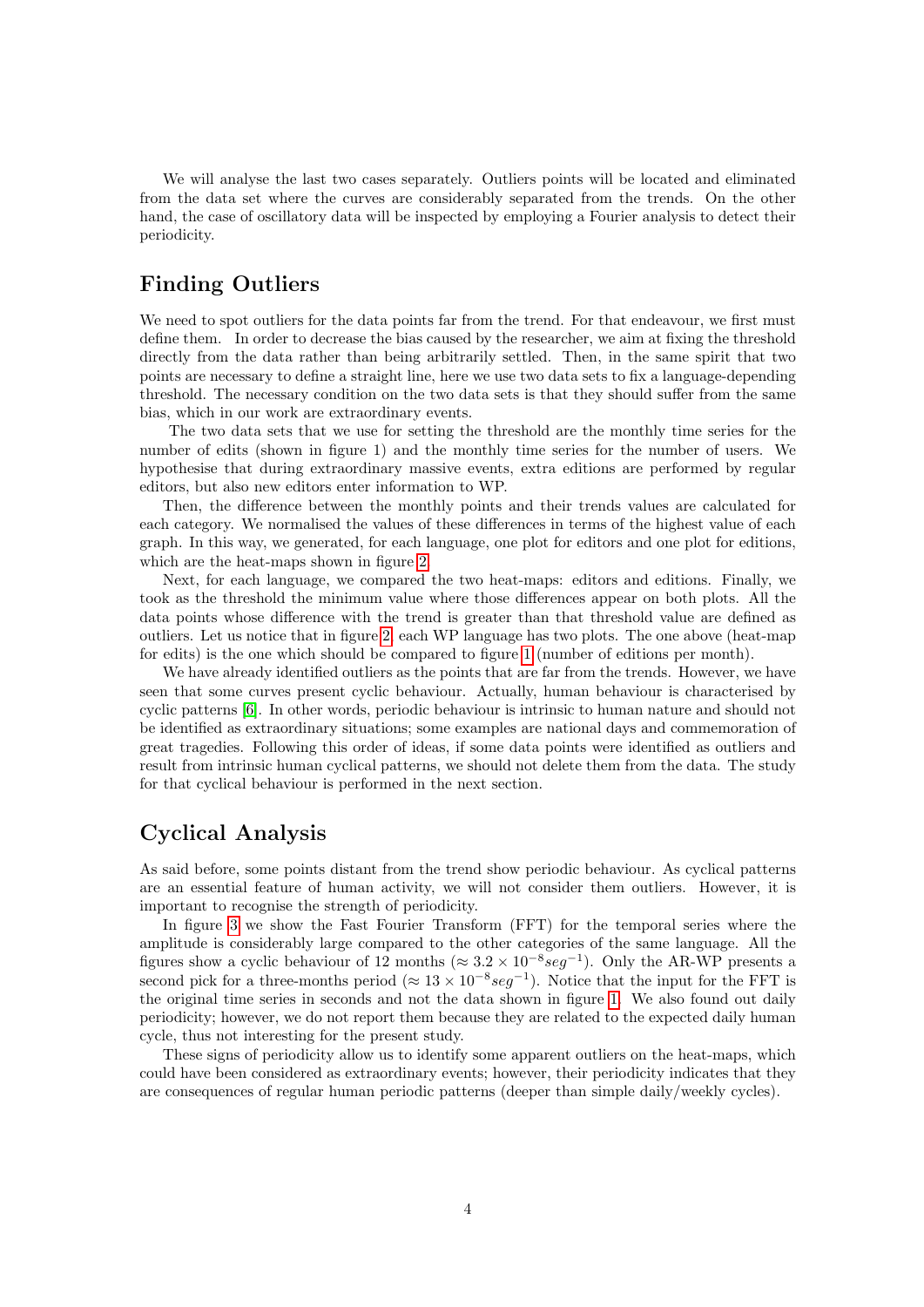We will analyse the last two cases separately. Outliers points will be located and eliminated from the data set where the curves are considerably separated from the trends. On the other hand, the case of oscillatory data will be inspected by employing a Fourier analysis to detect their periodicity.

## Finding Outliers

We need to spot outliers for the data points far from the trend. For that endeavour, we first must define them. In order to decrease the bias caused by the researcher, we aim at fixing the threshold directly from the data rather than being arbitrarily settled. Then, in the same spirit that two points are necessary to define a straight line, here we use two data sets to fix a language-depending threshold. The necessary condition on the two data sets is that they should suffer from the same bias, which in our work are extraordinary events.

The two data sets that we use for setting the threshold are the monthly time series for the number of edits (shown in figure 1) and the monthly time series for the number of users. We hypothesise that during extraordinary massive events, extra editions are performed by regular editors, but also new editors enter information to WP.

Then, the difference between the monthly points and their trends values are calculated for each category. We normalised the values of these differences in terms of the highest value of each graph. In this way, we generated, for each language, one plot for editors and one plot for editions, which are the heat-maps shown in figure 2.

Next, for each language, we compared the two heat-maps: editors and editions. Finally, we took as the threshold the minimum value where those differences appear on both plots. All the data points whose difference with the trend is greater than that threshold value are defined as outliers. Let us notice that in figure 2, each WP language has two plots. The one above (heat-map for edits) is the one which should be compared to figure 1 (number of editions per month).

We have already identified outliers as the points that are far from the trends. However, we have seen that some curves present cyclic behaviour. Actually, human behaviour is characterised by cyclic patterns [6]. In other words, periodic behaviour is intrinsic to human nature and should not be identified as extraordinary situations; some examples are national days and commemoration of great tragedies. Following this order of ideas, if some data points were identified as outliers and result from intrinsic human cyclical patterns, we should not delete them from the data. The study for that cyclical behaviour is performed in the next section.

## Cyclical Analysis

As said before, some points distant from the trend show periodic behaviour. As cyclical patterns are an essential feature of human activity, we will not consider them outliers. However, it is important to recognise the strength of periodicity.

In figure 3 we show the Fast Fourier Transform (FFT) for the temporal series where the amplitude is considerably large compared to the other categories of the same language. All the figures show a cyclic behaviour of 12 months ($\approx 3.2 \times 10^{-8} seg^{-1}$). Only the AR-WP presents a second pick for a three-months period ($\approx 13 \times 10^{-8} seg^{-1}$). Notice that the input for the FFT is the original time series in seconds and not the data shown in figure 1. We also found out daily periodicity; however, we do not report them because they are related to the expected daily human cycle, thus not interesting for the present study.

These signs of periodicity allow us to identify some apparent outliers on the heat-maps, which could have been considered as extraordinary events; however, their periodicity indicates that they are consequences of regular human periodic patterns (deeper than simple daily/weekly cycles).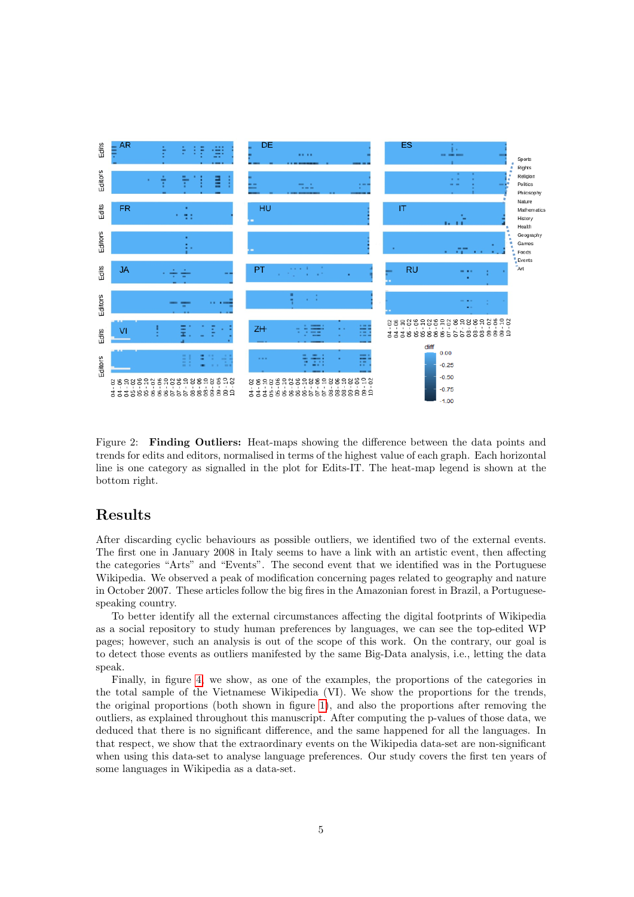Figure 2: **Finding Outliers:** Heat-maps showing the difference between the data points and trends for edits and editors, normalised in terms of the highest value of each graph. Each horizontal line is one category as signalled in the plot for Edits-IT. The heat-map legend is shown at the bottom right.

## Results

After discarding cyclic behaviours as possible outliers, we identified two of the external events. The first one in January 2008 in Italy seems to have a link with an artistic event, then affecting the categories “Arts” and “Events”. The second event that we identified was in the Portuguese Wikipedia. We observed a peak of modification concerning pages related to geography and nature in October 2007. These articles follow the big fires in the Amazonian forest in Brazil, a Portuguese-speaking country.

To better identify all the external circumstances affecting the digital footprints of Wikipedia as a social repository to study human preferences by languages, we can see the top-edited WP pages; however, such an analysis is out of the scope of this work. On the contrary, our goal is to detect those events as outliers manifested by the same Big-Data analysis, i.e., letting the data speak.

Finally, in figure 4, we show, as one of the examples, the proportions of the categories in the total sample of the Vietnamese Wikipedia (VI). We show the proportions for the trends, the original proportions (both shown in figure 1), and also the proportions after removing the outliers, as explained throughout this manuscript. After computing the p-values of those data, we deduced that there is no significant difference, and the same happened for all the languages. In that respect, we show that the extraordinary events on the Wikipedia data-set are non-significant when using this data-set to analyse language preferences. Our study covers the first ten years of some languages in Wikipedia as a data-set.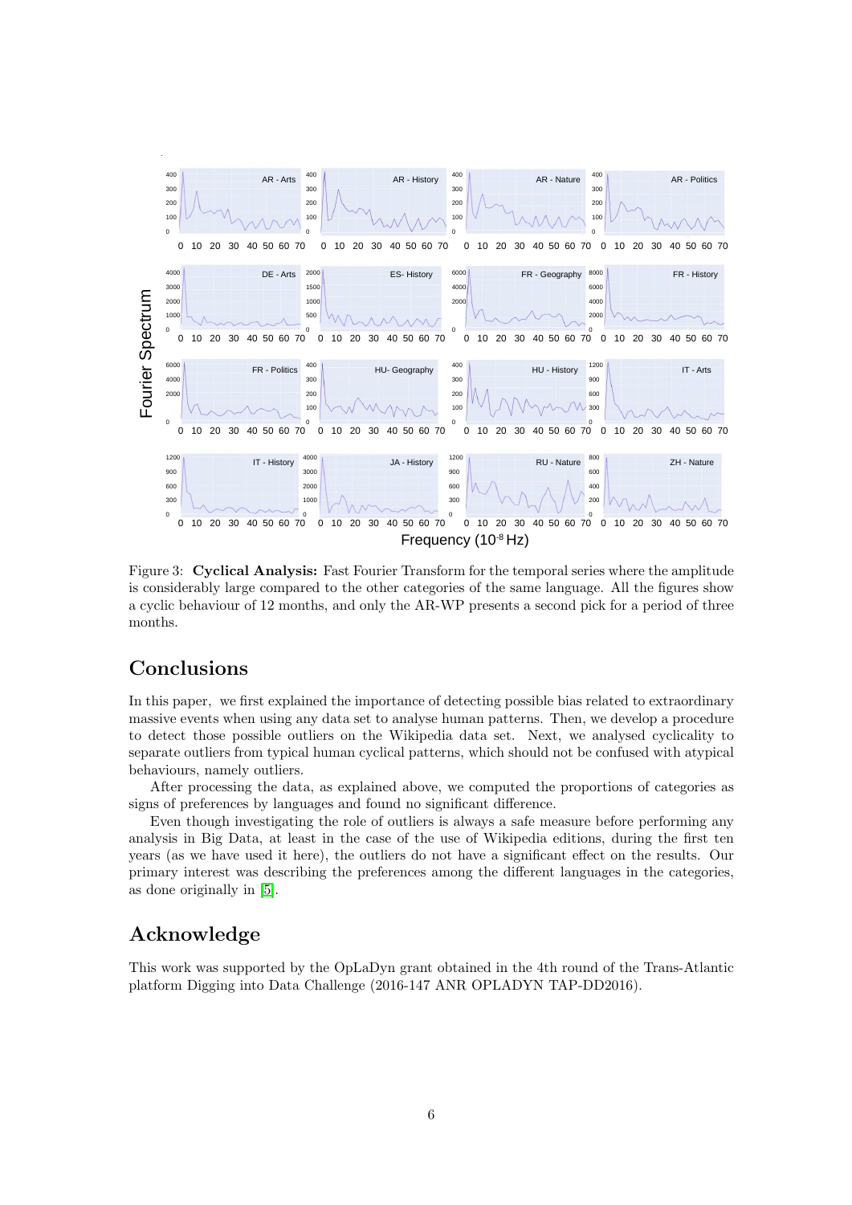Figure 3: **Cyclical Analysis:** Fast Fourier Transform for the temporal series where the amplitude is considerably large compared to the other categories of the same language. All the figures show a cyclic behaviour of 12 months, and only the AR-WP presents a second pick for a period of three months.

## Conclusions

In this paper, we first explained the importance of detecting possible bias related to extraordinary massive events when using any data set to analyse human patterns. Then, we develop a procedure to detect those possible outliers on the Wikipedia data set. Next, we analysed cyclicality to separate outliers from typical human cyclical patterns, which should not be confused with atypical behaviours, namely outliers.

After processing the data, as explained above, we computed the proportions of categories as signs of preferences by languages and found no significant difference.

Even though investigating the role of outliers is always a safe measure before performing any analysis in Big Data, at least in the case of Wikipedia editions, during the first ten years (as we have used it here), the outliers do not have a significant effect on the results. Our primary interest was describing the preferences among the different languages in the categories, as done originally in [5].

## Acknowledge

This work was supported by the OpLaDyn grant obtained in the 4th round of the Trans-Atlantic platform Digging into Data Challenge (2016-147 ANR OPLADYN TAP-DD2016).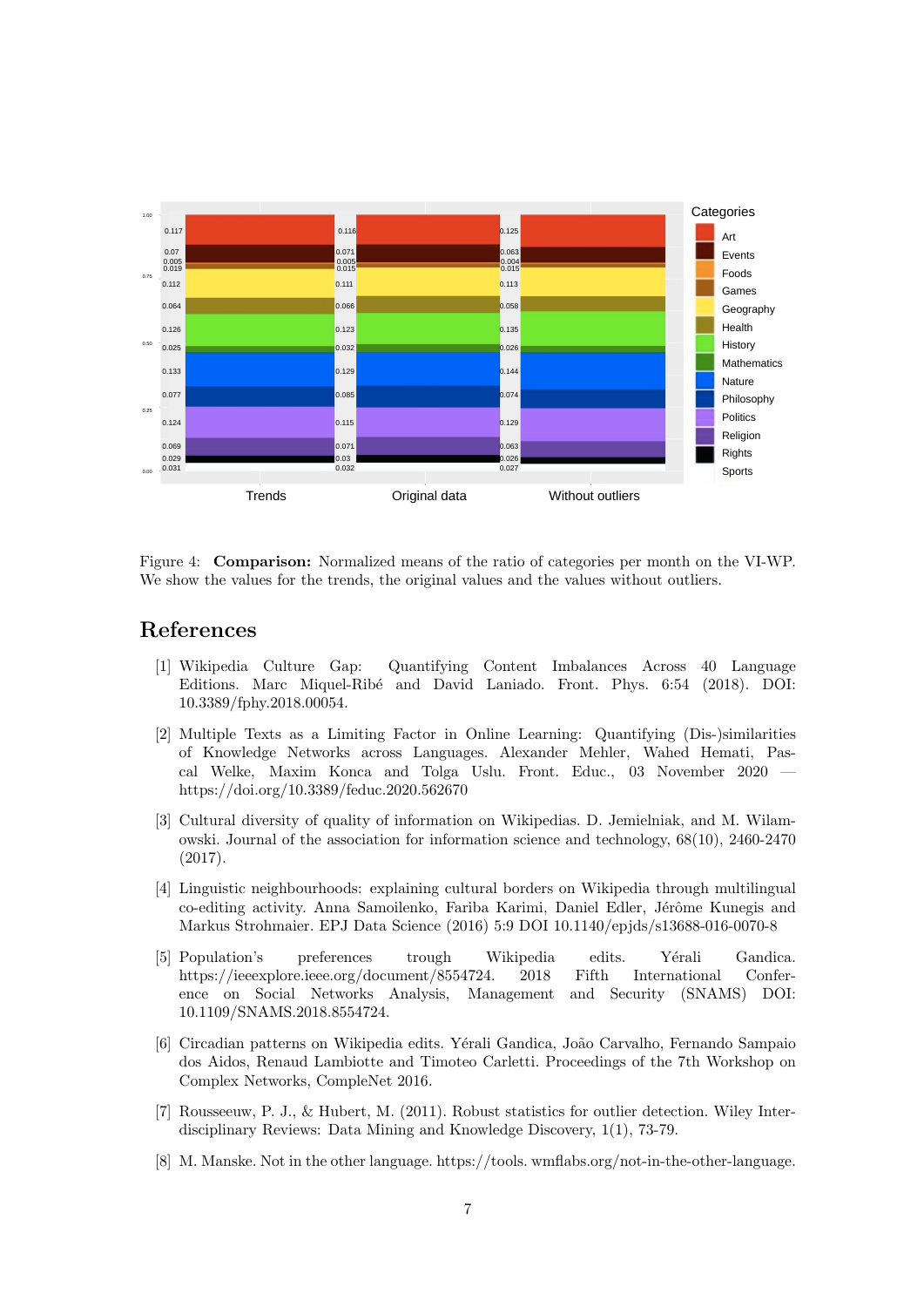Figure 4: **Comparison:** Normalized means of the ratio of categories per month on the VI-WP. We show the values for the trends, the original values and the values without outliers.

# References

[1] Wikipedia Culture Gap: Quantifying Content Imbalances Across 40 Language Editions. Marc Miquel-Ribé and David Laniado. Front. Phys. 6:54 (2018). DOI: 10.3389/fphy.2018.00054.

[2] Multiple Texts as a Limiting Factor in Online Learning: Quantifying (Dis-)similarities of Knowledge Networks across Languages. Alexander Mehler, Wahed Hemati, Pascal Welke, Maxim Konca and Tolga Uslu. Front. Educ., 03 November 2020 — https://doi.org/10.3389/feduc.2020.562670

[3] Cultural diversity of quality of information on Wikipedias. D. Jemielniak, and M. Wilamowski. Journal of the association for information science and technology, 68(10), 2460-2470 (2017).

[4] Linguistic neighbourhoods: explaining cultural borders on Wikipedia through multilingual co-editing activity. Anna Samoilenko, Fariba Karimi, Daniel Edler, Jérôme Kunegis and Markus Strohmaier. EPJ Data Science (2016) 5:9 DOI 10.1140/epjds/s13688-016-0070-8

[5] Population's preferences trough Wikipedia edits. Yérali Gandica. https://ieeexplore.ieee.org/document/8554724. 2018 Fifth International Conference on Social Networks Analysis, Management and Security (SNAMS) DOI: 10.1109/SNAMS.2018.8554724.

[6] Circadian patterns on Wikipedia edits. Yérali Gandica, João Carvalho, Fernando Sampaio dos Aidos, Renaud Lambiotte and Timoteo Carletti. Proceedings of the 7th Workshop on Complex Networks, CompleNet 2016.

[7] Rousseeuw, P. J., & Hubert, M. (2011). Robust statistics for outlier detection. Wiley Interdisciplinary Reviews: Data Mining and Knowledge Discovery, 1(1), 73-79.

[8] M. Manske. Not in the other language. https://tools. wmflabs.org/not-in-the-other-language.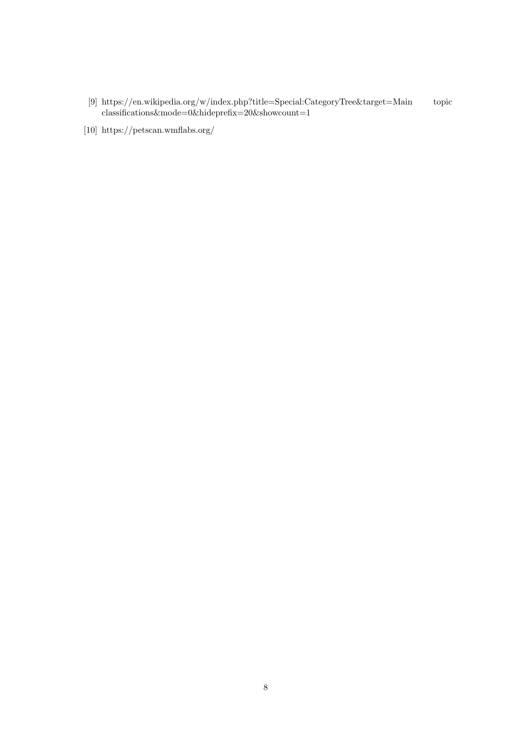[9] https://en.wikipedia.org/w/index.php?title=Special:CategoryTree&target=Main topic classifications&mode=0&hideprefix=20&showcount=1

[10] https://petscan.wmflabs.org/